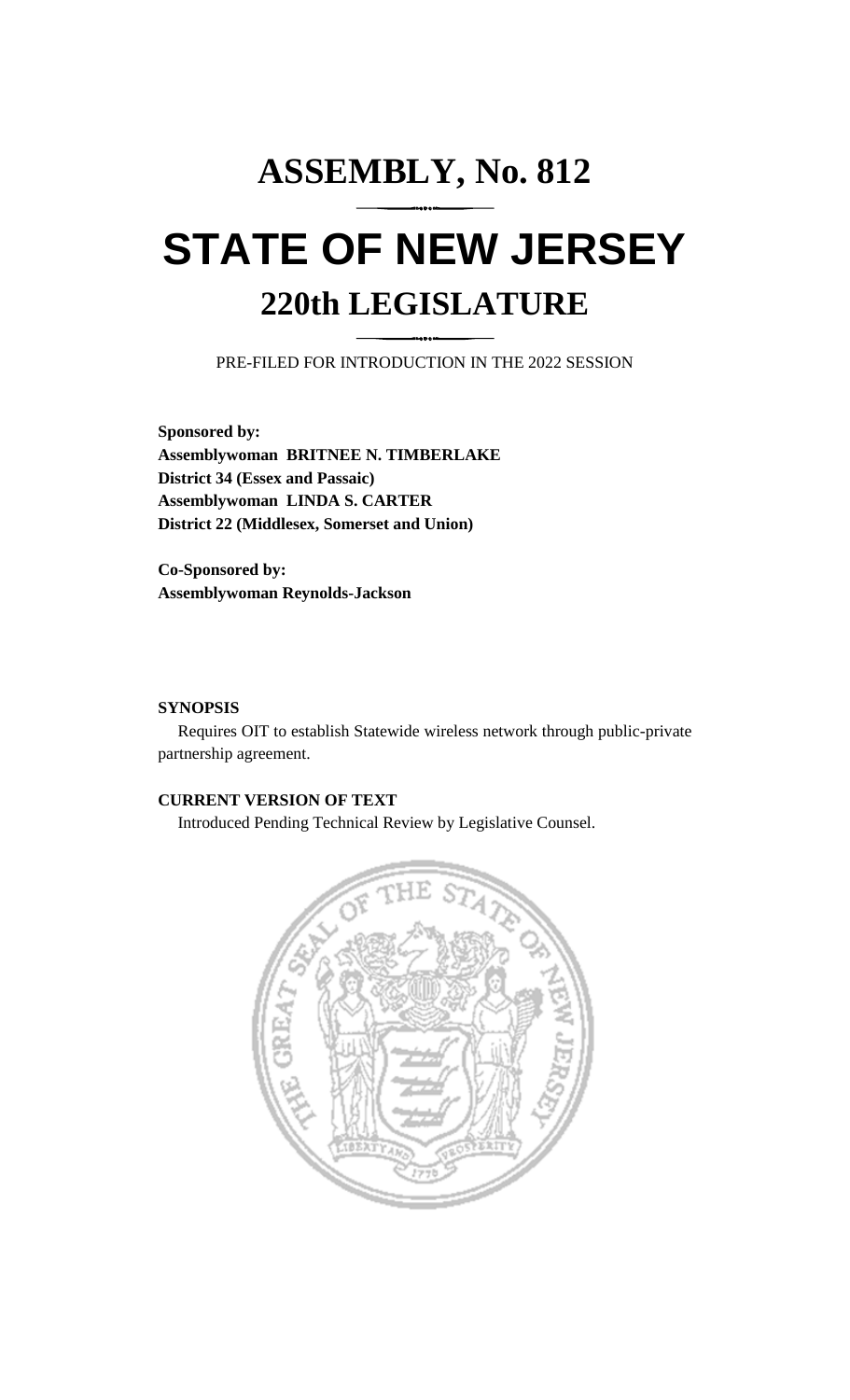# ASSEMBLY, No. 812

# STATE OF NEW JERSEY

## 220th LEGISLATURE

PRE-FILED FOR INTRODUCTION IN THE 2022 SESSION

**Sponsored by:**
**Assemblywoman BRITNEE N. TIMBERLAKE**
**District 34 (Essex and Passaic)**
**Assemblywoman LINDA S. CARTER**
**District 22 (Middlesex, Somerset and Union)**

**Co-Sponsored by:**
**Assemblywoman Reynolds-Jackson**

**SYNOPSIS**

Requires OIT to establish Statewide wireless network through public-private partnership agreement.

**CURRENT VERSION OF TEXT**

Introduced Pending Technical Review by Legislative Counsel.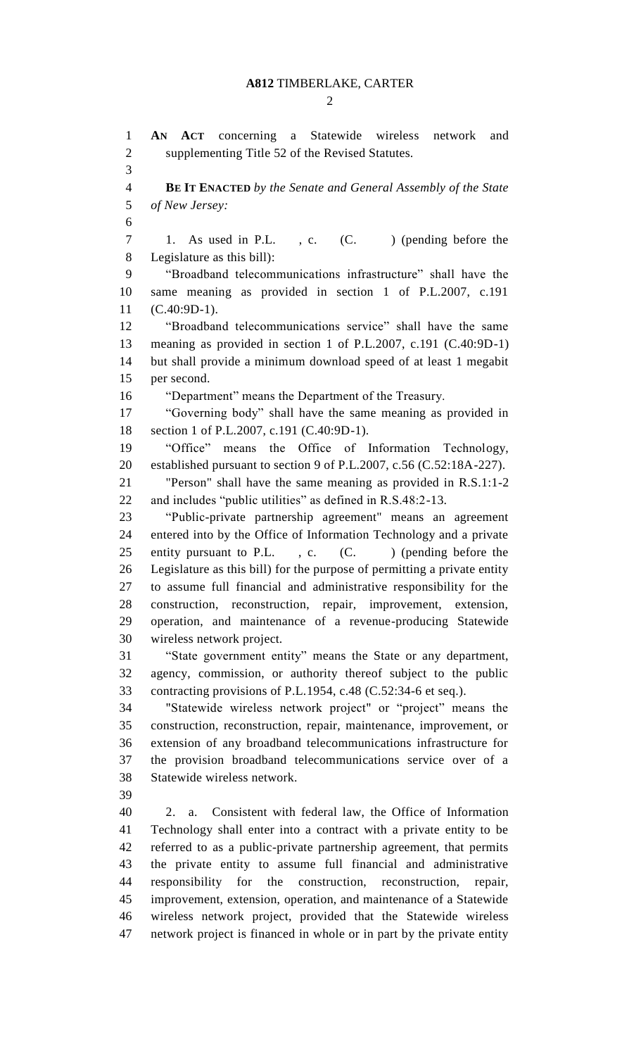**AN ACT** concerning a Statewide wireless network and supplementing Title 52 of the Revised Statutes.

**BE IT ENACTED** *by the Senate and General Assembly of the State of New Jersey:*

1. As used in P.L. , c. (C. ) (pending before the Legislature as this bill):

"Broadband telecommunications infrastructure" shall have the same meaning as provided in section 1 of P.L.2007, c.191 (C.40:9D-1).

"Broadband telecommunications service" shall have the same meaning as provided in section 1 of P.L.2007, c.191 (C.40:9D-1) but shall provide a minimum download speed of at least 1 megabit per second.

"Department" means the Department of the Treasury.

"Governing body" shall have the same meaning as provided in section 1 of P.L.2007, c.191 (C.40:9D-1).

"Office" means the Office of Information Technology, established pursuant to section 9 of P.L.2007, c.56 (C.52:18A-227).

"Person" shall have the same meaning as provided in R.S.1:1-2 and includes "public utilities" as defined in R.S.48:2-13.

"Public-private partnership agreement" means an agreement entered into by the Office of Information Technology and a private entity pursuant to P.L. , c. (C. ) (pending before the Legislature as this bill) for the purpose of permitting a private entity to assume full financial and administrative responsibility for the construction, reconstruction, repair, improvement, extension, operation, and maintenance of a revenue-producing Statewide wireless network project.

"State government entity" means the State or any department, agency, commission, or authority thereof subject to the public contracting provisions of P.L.1954, c.48 (C.52:34-6 et seq.).

"Statewide wireless network project" or "project" means the construction, reconstruction, repair, maintenance, improvement, or extension of any broadband telecommunications infrastructure for the provision broadband telecommunications service over of a Statewide wireless network.

2. a. Consistent with federal law, the Office of Information Technology shall enter into a contract with a private entity to be referred to as a public-private partnership agreement, that permits the private entity to assume full financial and administrative responsibility for the construction, reconstruction, repair, improvement, extension, operation, and maintenance of a Statewide wireless network project, provided that the Statewide wireless network project is financed in whole or in part by the private entity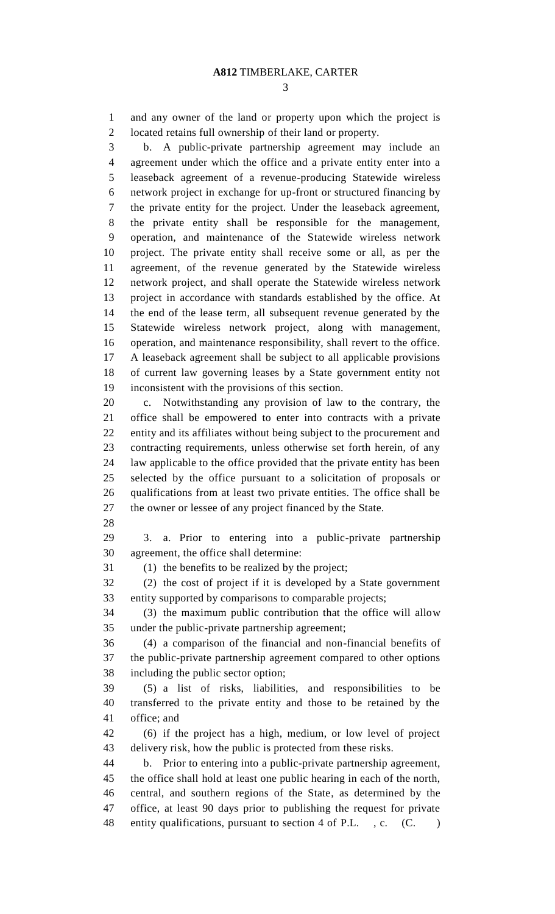and any owner of the land or property upon which the project is located retains full ownership of their land or property.

b. A public-private partnership agreement may include an agreement under which the office and a private entity enter into a leaseback agreement of a revenue-producing Statewide wireless network project in exchange for up-front or structured financing by the private entity for the project. Under the leaseback agreement, the private entity shall be responsible for the management, operation, and maintenance of the Statewide wireless network project. The private entity shall receive some or all, as per the agreement, of the revenue generated by the Statewide wireless network project, and shall operate the Statewide wireless network project in accordance with standards established by the office. At the end of the lease term, all subsequent revenue generated by the Statewide wireless network project, along with management, operation, and maintenance responsibility, shall revert to the office. A leaseback agreement shall be subject to all applicable provisions of current law governing leases by a State government entity not inconsistent with the provisions of this section.

c. Notwithstanding any provision of law to the contrary, the office shall be empowered to enter into contracts with a private entity and its affiliates without being subject to the procurement and contracting requirements, unless otherwise set forth herein, of any law applicable to the office provided that the private entity has been selected by the office pursuant to a solicitation of proposals or qualifications from at least two private entities. The office shall be the owner or lessee of any project financed by the State.

3. a. Prior to entering into a public-private partnership agreement, the office shall determine:

(1) the benefits to be realized by the project;

(2) the cost of project if it is developed by a State government entity supported by comparisons to comparable projects;

(3) the maximum public contribution that the office will allow under the public-private partnership agreement;

(4) a comparison of the financial and non-financial benefits of the public-private partnership agreement compared to other options including the public sector option;

(5) a list of risks, liabilities, and responsibilities to be transferred to the private entity and those to be retained by the office; and

(6) if the project has a high, medium, or low level of project delivery risk, how the public is protected from these risks.

b. Prior to entering into a public-private partnership agreement, the office shall hold at least one public hearing in each of the north, central, and southern regions of the State, as determined by the office, at least 90 days prior to publishing the request for private entity qualifications, pursuant to section 4 of P.L. , c. (C. )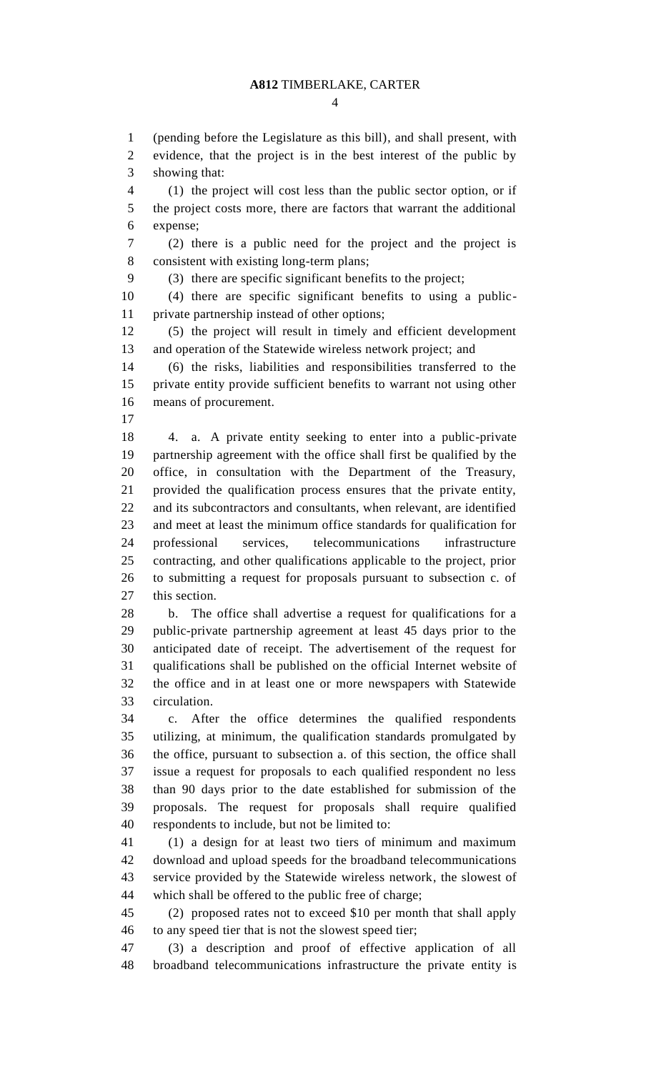(pending before the Legislature as this bill), and shall present, with evidence, that the project is in the best interest of the public by showing that:

(1) the project will cost less than the public sector option, or if the project costs more, there are factors that warrant the additional expense;

(2) there is a public need for the project and the project is consistent with existing long-term plans;

(3) there are specific significant benefits to the project;

(4) there are specific significant benefits to using a public-private partnership instead of other options;

(5) the project will result in timely and efficient development and operation of the Statewide wireless network project; and

(6) the risks, liabilities and responsibilities transferred to the private entity provide sufficient benefits to warrant not using other means of procurement.

4. a. A private entity seeking to enter into a public-private partnership agreement with the office shall first be qualified by the office, in consultation with the Department of the Treasury, provided the qualification process ensures that the private entity, and its subcontractors and consultants, when relevant, are identified and meet at least the minimum office standards for qualification for professional services, telecommunications infrastructure contracting, and other qualifications applicable to the project, prior to submitting a request for proposals pursuant to subsection c. of this section.

b. The office shall advertise a request for qualifications for a public-private partnership agreement at least 45 days prior to the anticipated date of receipt. The advertisement of the request for qualifications shall be published on the official Internet website of the office and in at least one or more newspapers with Statewide circulation.

c. After the office determines the qualified respondents utilizing, at minimum, the qualification standards promulgated by the office, pursuant to subsection a. of this section, the office shall issue a request for proposals to each qualified respondent no less than 90 days prior to the date established for submission of the proposals. The request for proposals shall require qualified respondents to include, but not be limited to:

(1) a design for at least two tiers of minimum and maximum download and upload speeds for the broadband telecommunications service provided by the Statewide wireless network, the slowest of which shall be offered to the public free of charge;

(2) proposed rates not to exceed $10 per month that shall apply to any speed tier that is not the slowest speed tier;

(3) a description and proof of effective application of all broadband telecommunications infrastructure the private entity is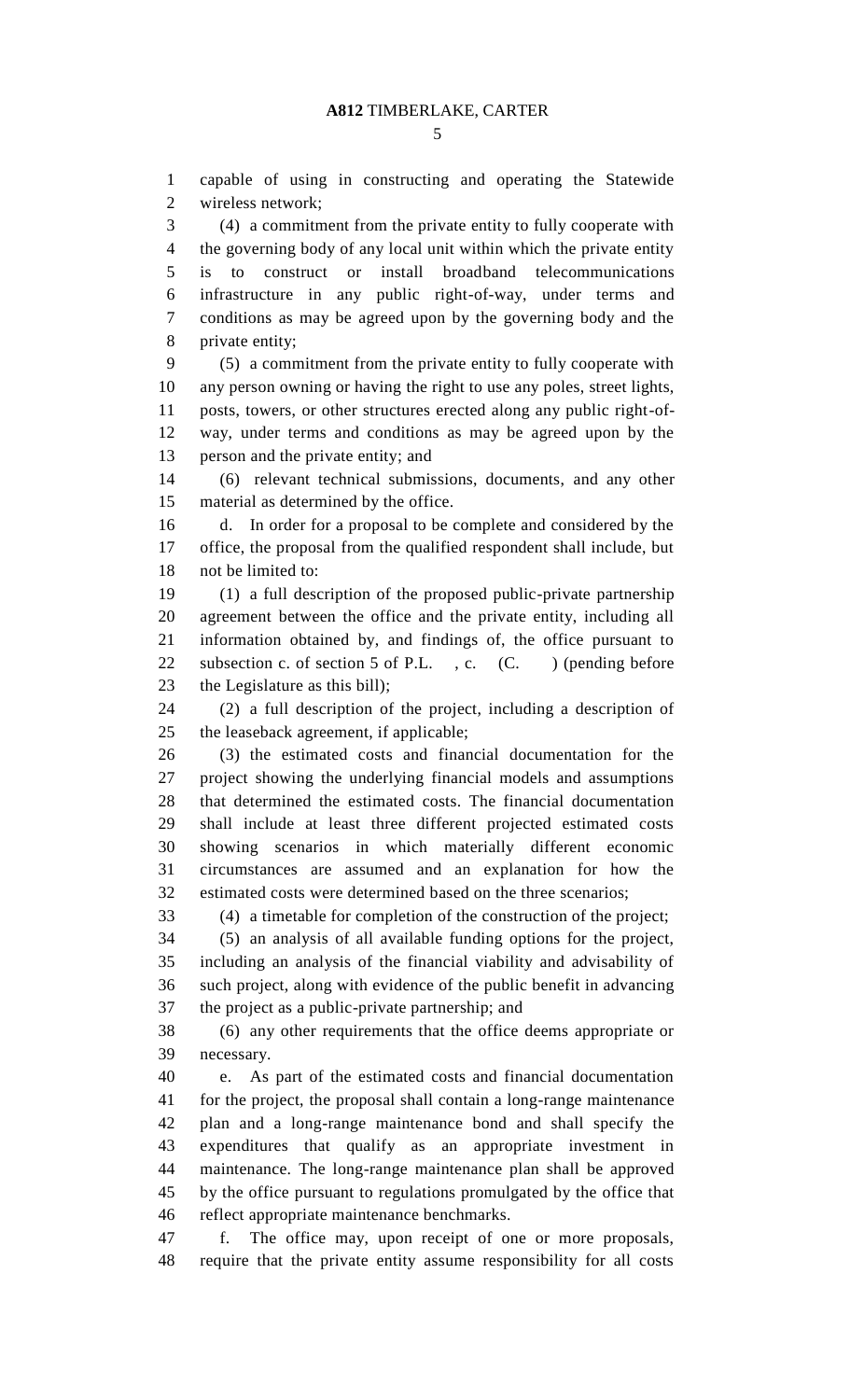capable of using in constructing and operating the Statewide wireless network;

(4) a commitment from the private entity to fully cooperate with the governing body of any local unit within which the private entity is to construct or install broadband telecommunications infrastructure in any public right-of-way, under terms and conditions as may be agreed upon by the governing body and the private entity;

(5) a commitment from the private entity to fully cooperate with any person owning or having the right to use any poles, street lights, posts, towers, or other structures erected along any public right-of-way, under terms and conditions as may be agreed upon by the person and the private entity; and

(6) relevant technical submissions, documents, and any other material as determined by the office.

d. In order for a proposal to be complete and considered by the office, the proposal from the qualified respondent shall include, but not be limited to:

(1) a full description of the proposed public-private partnership agreement between the office and the private entity, including all information obtained by, and findings of, the office pursuant to subsection c. of section 5 of P.L. , c. (C. ) (pending before the Legislature as this bill);

(2) a full description of the project, including a description of the leaseback agreement, if applicable;

(3) the estimated costs and financial documentation for the project showing the underlying financial models and assumptions that determined the estimated costs. The financial documentation shall include at least three different projected estimated costs showing scenarios in which materially different economic circumstances are assumed and an explanation for how the estimated costs were determined based on the three scenarios;

(4) a timetable for completion of the construction of the project;

(5) an analysis of all available funding options for the project, including an analysis of the financial viability and advisability of such project, along with evidence of the public benefit in advancing the project as a public-private partnership; and

(6) any other requirements that the office deems appropriate or necessary.

e. As part of the estimated costs and financial documentation for the project, the proposal shall contain a long-range maintenance plan and a long-range maintenance bond and shall specify the expenditures that qualify as an appropriate investment in maintenance. The long-range maintenance plan shall be approved by the office pursuant to regulations promulgated by the office that reflect appropriate maintenance benchmarks.

f. The office may, upon receipt of one or more proposals, require that the private entity assume responsibility for all costs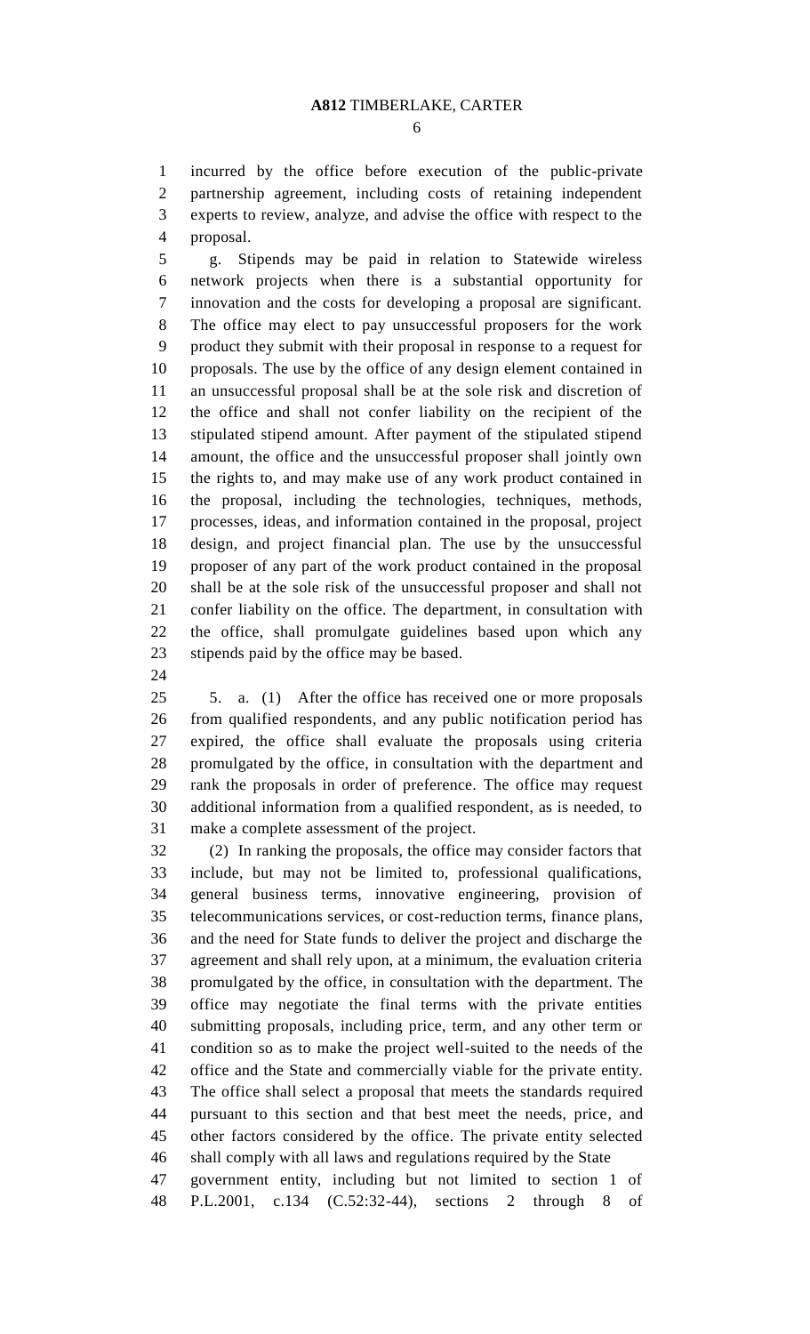incurred by the office before execution of the public-private partnership agreement, including costs of retaining independent experts to review, analyze, and advise the office with respect to the proposal.

g. Stipends may be paid in relation to Statewide wireless network projects when there is a substantial opportunity for innovation and the costs for developing a proposal are significant. The office may elect to pay unsuccessful proposers for the work product they submit with their proposal in response to a request for proposals. The use by the office of any design element contained in an unsuccessful proposal shall be at the sole risk and discretion of the office and shall not confer liability on the recipient of the stipulated stipend amount. After payment of the stipulated stipend amount, the office and the unsuccessful proposer shall jointly own the rights to, and may make use of any work product contained in the proposal, including the technologies, techniques, methods, processes, ideas, and information contained in the proposal, project design, and project financial plan. The use by the unsuccessful proposer of any part of the work product contained in the proposal shall be at the sole risk of the unsuccessful proposer and shall not confer liability on the office. The department, in consultation with the office, shall promulgate guidelines based upon which any stipends paid by the office may be based.

5. a. (1) After the office has received one or more proposals from qualified respondents, and any public notification period has expired, the office shall evaluate the proposals using criteria promulgated by the office, in consultation with the department and rank the proposals in order of preference. The office may request additional information from a qualified respondent, as is needed, to make a complete assessment of the project.

(2) In ranking the proposals, the office may consider factors that include, but may not be limited to, professional qualifications, general business terms, innovative engineering, provision of telecommunications services, or cost-reduction terms, finance plans, and the need for State funds to deliver the project and discharge the agreement and shall rely upon, at a minimum, the evaluation criteria promulgated by the office, in consultation with the department. The office may negotiate the final terms with the private entities submitting proposals, including price, term, and any other term or condition so as to make the project well-suited to the needs of the office and the State and commercially viable for the private entity. The office shall select a proposal that meets the standards required pursuant to this section and that best meet the needs, price, and other factors considered by the office. The private entity selected shall comply with all laws and regulations required by the State government entity, including but not limited to section 1 of P.L.2001, c.134 (C.52:32-44), sections 2 through 8 of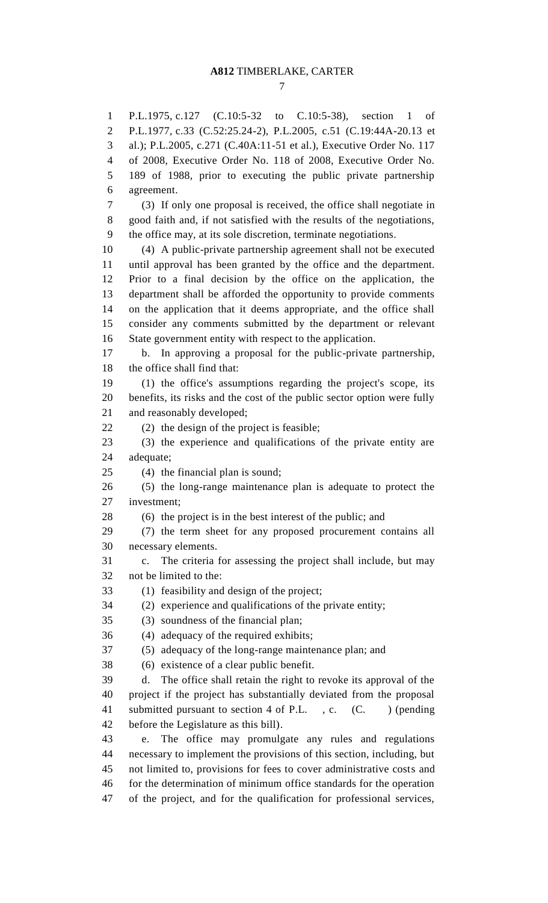P.L.1975, c.127 (C.10:5-32 to C.10:5-38), section 1 of P.L.1977, c.33 (C.52:25.24-2), P.L.2005, c.51 (C.19:44A-20.13 et al.); P.L.2005, c.271 (C.40A:11-51 et al.), Executive Order No. 117 of 2008, Executive Order No. 118 of 2008, Executive Order No. 189 of 1988, prior to executing the public private partnership agreement.

(3) If only one proposal is received, the office shall negotiate in good faith and, if not satisfied with the results of the negotiations, the office may, at its sole discretion, terminate negotiations.

(4) A public-private partnership agreement shall not be executed until approval has been granted by the office and the department. Prior to a final decision by the office on the application, the department shall be afforded the opportunity to provide comments on the application that it deems appropriate, and the office shall consider any comments submitted by the department or relevant State government entity with respect to the application.

b. In approving a proposal for the public-private partnership, the office shall find that:

(1) the office's assumptions regarding the project's scope, its benefits, its risks and the cost of the public sector option were fully and reasonably developed;

(2) the design of the project is feasible;

(3) the experience and qualifications of the private entity are adequate;

(4) the financial plan is sound;

(5) the long-range maintenance plan is adequate to protect the investment;

(6) the project is in the best interest of the public; and

(7) the term sheet for any proposed procurement contains all necessary elements.

c. The criteria for assessing the project shall include, but may not be limited to the:

(1) feasibility and design of the project;

(2) experience and qualifications of the private entity;

(3) soundness of the financial plan;

(4) adequacy of the required exhibits;

(5) adequacy of the long-range maintenance plan; and

(6) existence of a clear public benefit.

d. The office shall retain the right to revoke its approval of the project if the project has substantially deviated from the proposal submitted pursuant to section 4 of P.L. , c. (C. ) (pending before the Legislature as this bill).

e. The office may promulgate any rules and regulations necessary to implement the provisions of this section, including, but not limited to, provisions for fees to cover administrative costs and for the determination of minimum office standards for the operation of the project, and for the qualification for professional services,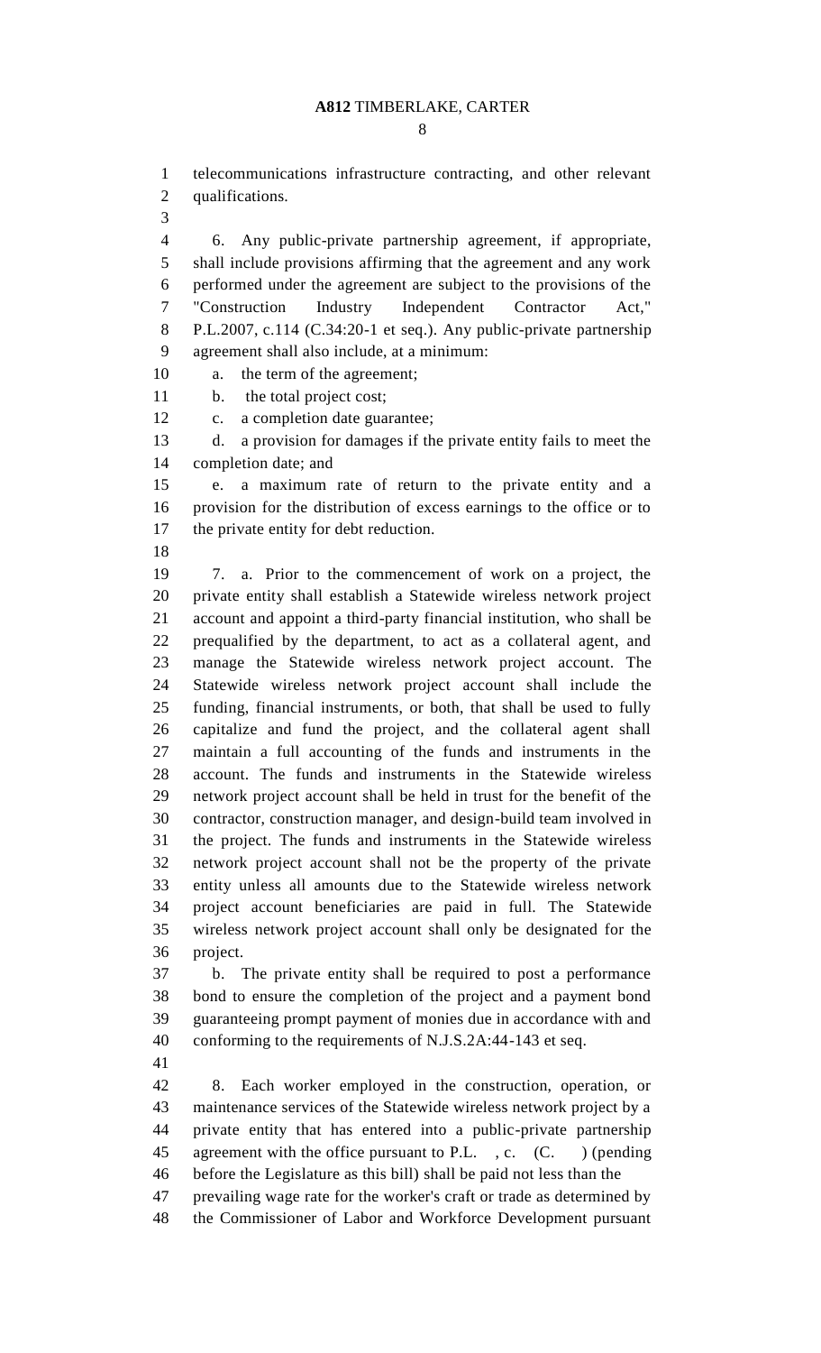telecommunications infrastructure contracting, and other relevant qualifications.

6. Any public-private partnership agreement, if appropriate, shall include provisions affirming that the agreement and any work performed under the agreement are subject to the provisions of the "Construction Industry Independent Contractor Act," P.L.2007, c.114 (C.34:20-1 et seq.). Any public-private partnership agreement shall also include, at a minimum:

a. the term of the agreement;

b. the total project cost;

c. a completion date guarantee;

d. a provision for damages if the private entity fails to meet the completion date; and

e. a maximum rate of return to the private entity and a provision for the distribution of excess earnings to the office or to the private entity for debt reduction.

7. a. Prior to the commencement of work on a project, the private entity shall establish a Statewide wireless network project account and appoint a third-party financial institution, who shall be prequalified by the department, to act as a collateral agent, and manage the Statewide wireless network project account. The Statewide wireless network project account shall include the funding, financial instruments, or both, that shall be used to fully capitalize and fund the project, and the collateral agent shall maintain a full accounting of the funds and instruments in the account. The funds and instruments in the Statewide wireless network project account shall be held in trust for the benefit of the contractor, construction manager, and design-build team involved in the project. The funds and instruments in the Statewide wireless network project account shall not be the property of the private entity unless all amounts due to the Statewide wireless network project account beneficiaries are paid in full. The Statewide wireless network project account shall only be designated for the project.

b. The private entity shall be required to post a performance bond to ensure the completion of the project and a payment bond guaranteeing prompt payment of monies due in accordance with and conforming to the requirements of N.J.S.2A:44-143 et seq.

8. Each worker employed in the construction, operation, or maintenance services of the Statewide wireless network project by a private entity that has entered into a public-private partnership agreement with the office pursuant to P.L. , c. (C. ) (pending before the Legislature as this bill) shall be paid not less than the prevailing wage rate for the worker's craft or trade as determined by the Commissioner of Labor and Workforce Development pursuant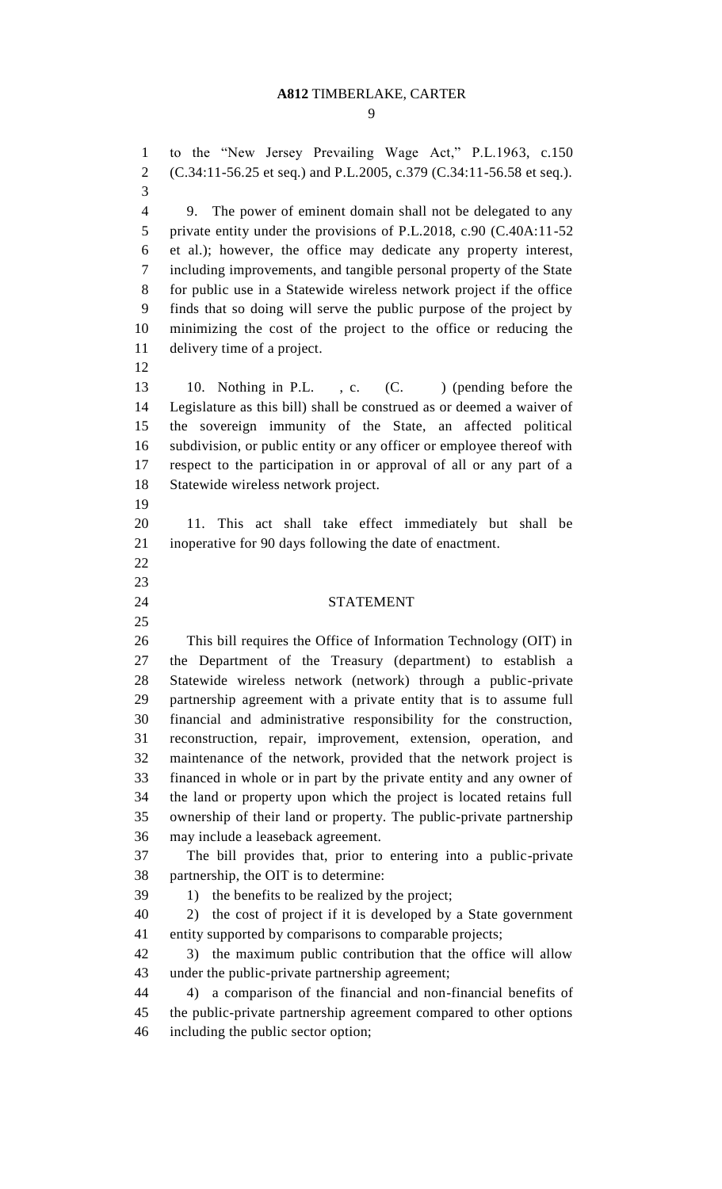to the "New Jersey Prevailing Wage Act," P.L.1963, c.150 (C.34:11-56.25 et seq.) and P.L.2005, c.379 (C.34:11-56.58 et seq.).

9. The power of eminent domain shall not be delegated to any private entity under the provisions of P.L.2018, c.90 (C.40A:11-52 et al.); however, the office may dedicate any property interest, including improvements, and tangible personal property of the State for public use in a Statewide wireless network project if the office finds that so doing will serve the public purpose of the project by minimizing the cost of the project to the office or reducing the delivery time of a project.

10. Nothing in P.L. , c. (C. ) (pending before the Legislature as this bill) shall be construed as or deemed a waiver of the sovereign immunity of the State, an affected political subdivision, or public entity or any officer or employee thereof with respect to the participation in or approval of all or any part of a Statewide wireless network project.

11. This act shall take effect immediately but shall be inoperative for 90 days following the date of enactment.

## STATEMENT

This bill requires the Office of Information Technology (OIT) in the Department of the Treasury (department) to establish a Statewide wireless network (network) through a public-private partnership agreement with a private entity that is to assume full financial and administrative responsibility for the construction, reconstruction, repair, improvement, extension, operation, and maintenance of the network, provided that the network project is financed in whole or in part by the private entity and any owner of the land or property upon which the project is located retains full ownership of their land or property. The public-private partnership may include a leaseback agreement.

The bill provides that, prior to entering into a public-private partnership, the OIT is to determine:

1) the benefits to be realized by the project;

2) the cost of project if it is developed by a State government entity supported by comparisons to comparable projects;

3) the maximum public contribution that the office will allow under the public-private partnership agreement;

4) a comparison of the financial and non-financial benefits of the public-private partnership agreement compared to other options including the public sector option;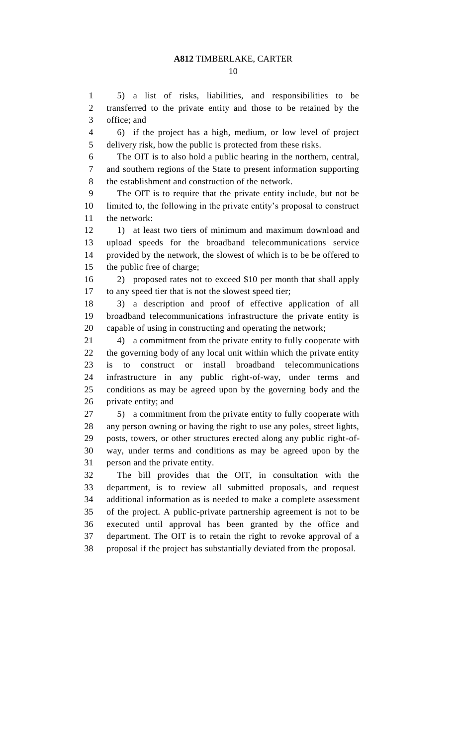5) a list of risks, liabilities, and responsibilities to be transferred to the private entity and those to be retained by the office; and

6) if the project has a high, medium, or low level of project delivery risk, how the public is protected from these risks.

The OIT is to also hold a public hearing in the northern, central, and southern regions of the State to present information supporting the establishment and construction of the network.

The OIT is to require that the private entity include, but not be limited to, the following in the private entity's proposal to construct the network:

1) at least two tiers of minimum and maximum download and upload speeds for the broadband telecommunications service provided by the network, the slowest of which is to be be offered to the public free of charge;

2) proposed rates not to exceed $10 per month that shall apply to any speed tier that is not the slowest speed tier;

3) a description and proof of effective application of all broadband telecommunications infrastructure the private entity is capable of using in constructing and operating the network;

4) a commitment from the private entity to fully cooperate with the governing body of any local unit within which the private entity is to construct or install broadband telecommunications infrastructure in any public right-of-way, under terms and conditions as may be agreed upon by the governing body and the private entity; and

5) a commitment from the private entity to fully cooperate with any person owning or having the right to use any poles, street lights, posts, towers, or other structures erected along any public right-of-way, under terms and conditions as may be agreed upon by the person and the private entity.

The bill provides that the OIT, in consultation with the department, is to review all submitted proposals, and request additional information as is needed to make a complete assessment of the project. A public-private partnership agreement is not to be executed until approval has been granted by the office and department. The OIT is to retain the right to revoke approval of a proposal if the project has substantially deviated from the proposal.